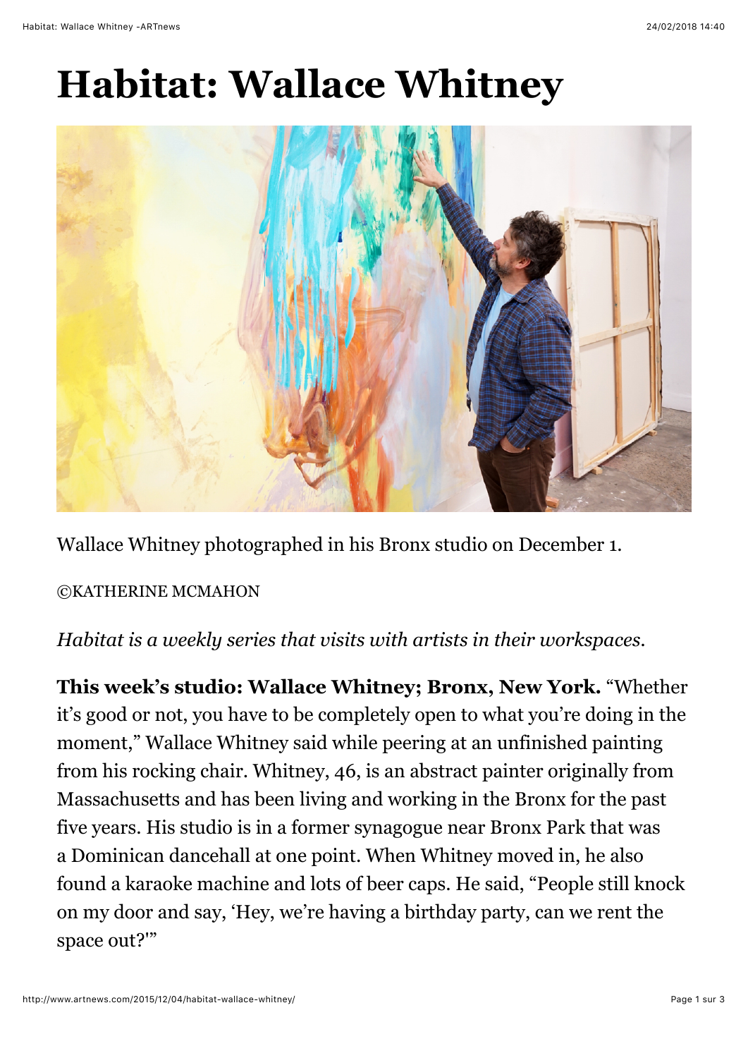# Habitat: Wallace Whitney

Wallace Whitney photographed in his Bronx studio on December 1.

©KATHERINE MCMAHON

*Habitat is a weekly series that visits with artists in their workspaces.*

**This week's studio: Wallace Whitney; Bronx, New York.** "Whether it's good or not, you have to be completely open to what you're doing in the moment," Wallace Whitney said while peering at an unfinished painting from his rocking chair. Whitney, 46, is an abstract painter originally from Massachusetts and has been living and working in the Bronx for the past five years. His studio is in a former synagogue near Bronx Park that was a Dominican dancehall at one point. When Whitney moved in, he also found a karaoke machine and lots of beer caps. He said, "People still knock on my door and say, 'Hey, we're having a birthday party, can we rent the space out?'"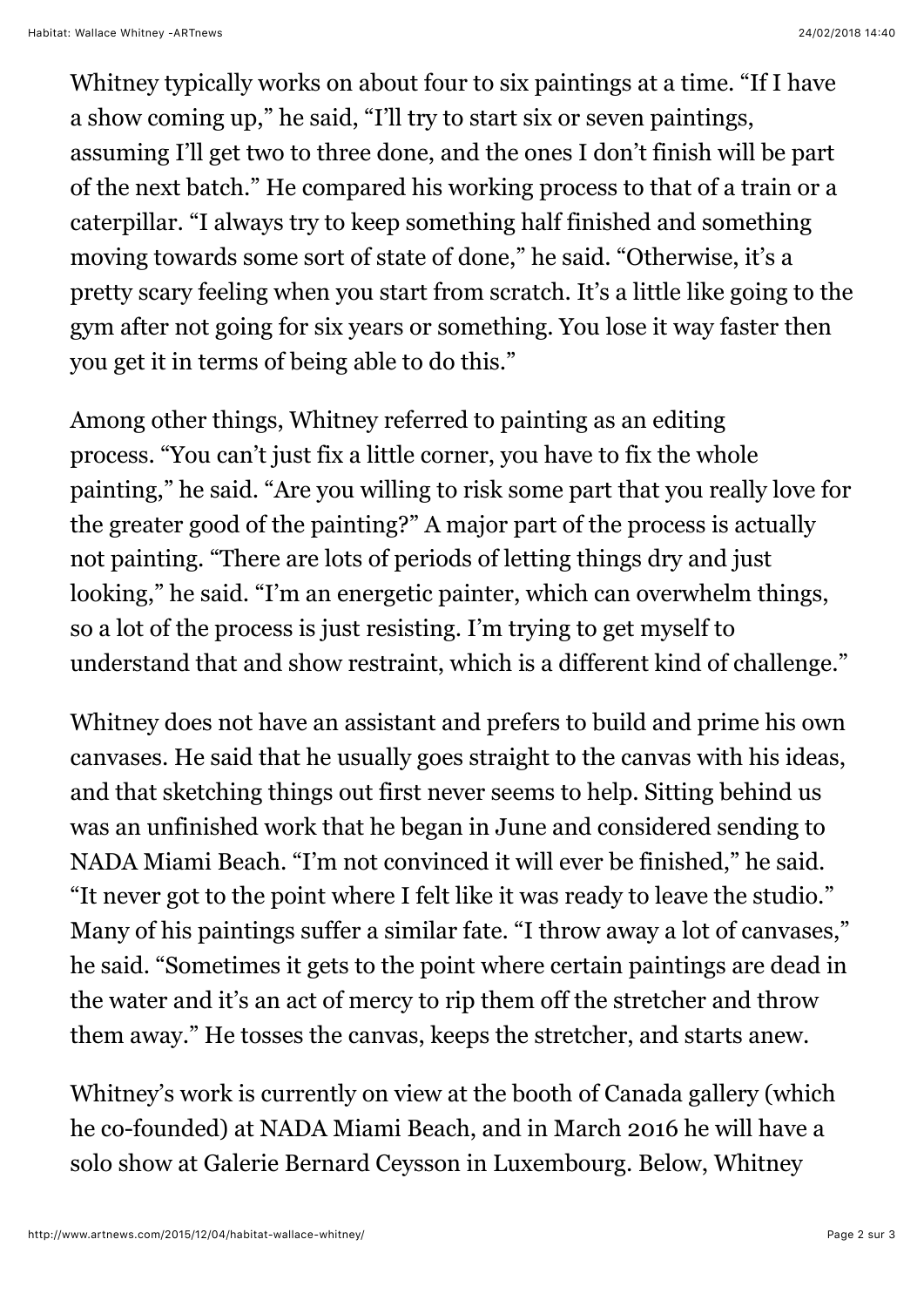Whitney typically works on about four to six paintings at a time. "If I have a show coming up," he said, "I'll try to start six or seven paintings, assuming I'll get two to three done, and the ones I don't finish will be part of the next batch." He compared his working process to that of a train or a caterpillar. "I always try to keep something half finished and something moving towards some sort of state of done," he said. "Otherwise, it's a pretty scary feeling when you start from scratch. It's a little like going to the gym after not going for six years or something. You lose it way faster then you get it in terms of being able to do this."

Among other things, Whitney referred to painting as an editing process. "You can't just fix a little corner, you have to fix the whole painting," he said. "Are you willing to risk some part that you really love for the greater good of the painting?" A major part of the process is actually not painting. "There are lots of periods of letting things dry and just looking," he said. "I'm an energetic painter, which can overwhelm things, so a lot of the process is just resisting. I'm trying to get myself to understand that and show restraint, which is a different kind of challenge."

Whitney does not have an assistant and prefers to build and prime his own canvases. He said that he usually goes straight to the canvas with his ideas, and that sketching things out first never seems to help. Sitting behind us was an unfinished work that he began in June and considered sending to NADA Miami Beach. "I'm not convinced it will ever be finished," he said. "It never got to the point where I felt like it was ready to leave the studio." Many of his paintings suffer a similar fate. "I throw away a lot of canvases," he said. "Sometimes it gets to the point where certain paintings are dead in the water and it's an act of mercy to rip them off the stretcher and throw them away." He tosses the canvas, keeps the stretcher, and starts anew.

Whitney's work is currently on view at the booth of Canada gallery (which he co-founded) at NADA Miami Beach, and in March 2016 he will have a solo show at Galerie Bernard Ceysson in Luxembourg. Below, Whitney